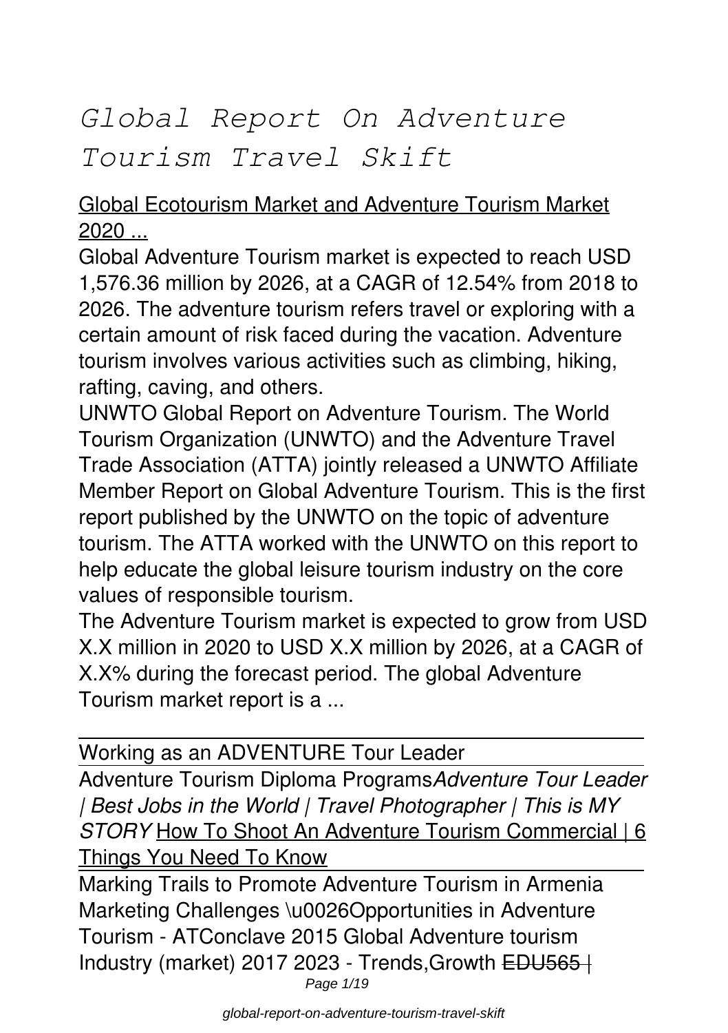# *Global Report On Adventure Tourism Travel Skift*

Global Ecotourism Market and Adventure Tourism Market 2020 ...

Global Adventure Tourism market is expected to reach USD 1,576.36 million by 2026, at a CAGR of 12.54% from 2018 to 2026. The adventure tourism refers travel or exploring with a certain amount of risk faced during the vacation. Adventure tourism involves various activities such as climbing, hiking, rafting, caving, and others.

UNWTO Global Report on Adventure Tourism. The World Tourism Organization (UNWTO) and the Adventure Travel Trade Association (ATTA) jointly released a UNWTO Affiliate Member Report on Global Adventure Tourism. This is the first report published by the UNWTO on the topic of adventure tourism. The ATTA worked with the UNWTO on this report to help educate the global leisure tourism industry on the core values of responsible tourism.

The Adventure Tourism market is expected to grow from USD X.X million in 2020 to USD X.X million by 2026, at a CAGR of X.X% during the forecast period. The global Adventure Tourism market report is a ...

---

Working as an ADVENTURE Tour Leader

---

Adventure Tourism Diploma Programs*Adventure Tour Leader | Best Jobs in the World | Travel Photographer | This is MY STORY* How To Shoot An Adventure Tourism Commercial | 6 Things You Need To Know

---

Marking Trails to Promote Adventure Tourism in Armenia Marketing Challenges \u0026Opportunities in Adventure Tourism - ATConclave 2015 Global Adventure tourism Industry (market) 2017 2023 - Trends,Growth ~~EDU565 |~~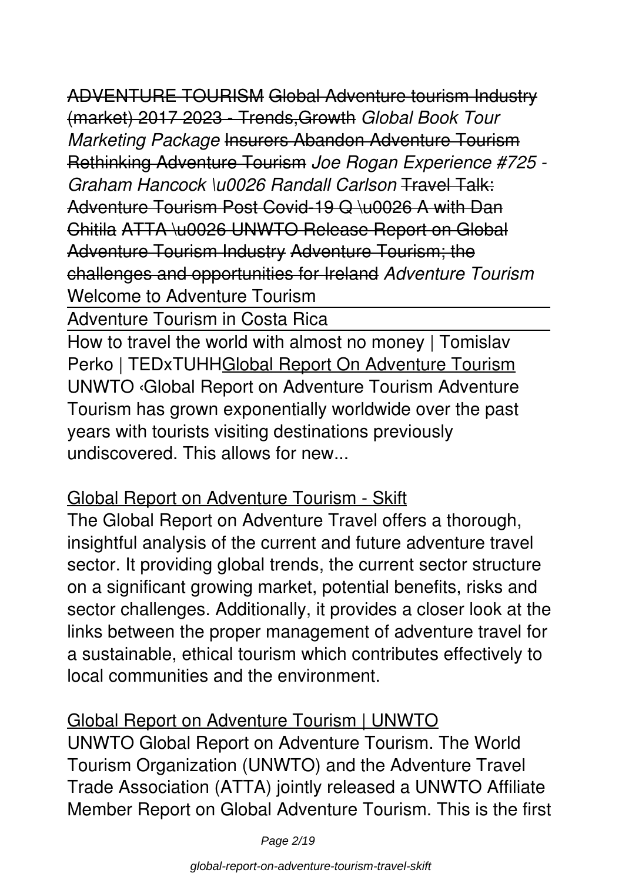ADVENTURE TOURISM Global Adventure tourism Industry (market) 2017 2023 - Trends,Growth *Global Book Tour Marketing Package* Insurers Abandon Adventure Tourism Rethinking Adventure Tourism *Joe Rogan Experience #725 - Graham Hancock \u0026 Randall Carlson* Travel Talk: Adventure Tourism Post Covid-19 Q \u0026 A with Dan Chitila ATTA \u0026 UNWTO Release Report on Global Adventure Tourism Industry Adventure Tourism; the challenges and opportunities for Ireland *Adventure Tourism* Welcome to Adventure Tourism

Adventure Tourism in Costa Rica

How to travel the world with almost no money | Tomislav Perko | TEDxTUHHGlobal Report On Adventure Tourism

UNWTO ‹Global Report on Adventure Tourism Adventure Tourism has grown exponentially worldwide over the past years with tourists visiting destinations previously undiscovered. This allows for new...

## Global Report on Adventure Tourism - Skift

The Global Report on Adventure Travel offers a thorough, insightful analysis of the current and future adventure travel sector. It providing global trends, the current sector structure on a significant growing market, potential benefits, risks and sector challenges. Additionally, it provides a closer look at the links between the proper management of adventure travel for a sustainable, ethical tourism which contributes effectively to local communities and the environment.

## Global Report on Adventure Tourism | UNWTO

UNWTO Global Report on Adventure Tourism. The World Tourism Organization (UNWTO) and the Adventure Travel Trade Association (ATTA) jointly released a UNWTO Affiliate Member Report on Global Adventure Tourism. This is the first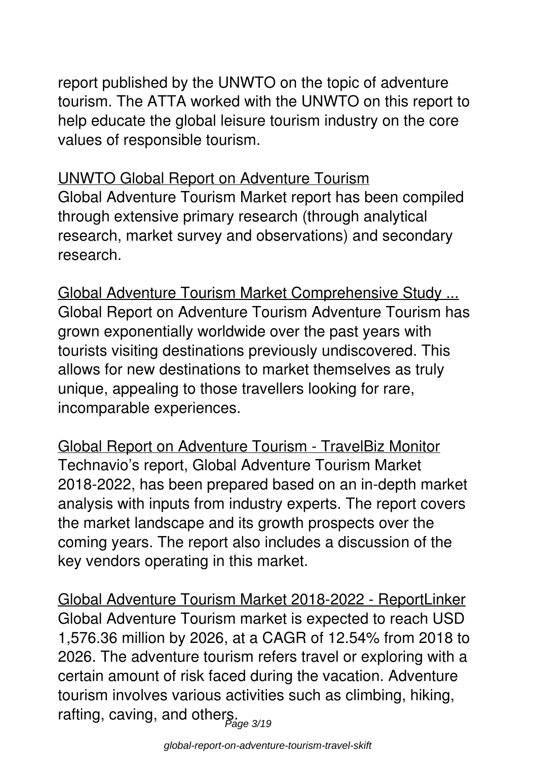report published by the UNWTO on the topic of adventure tourism. The ATTA worked with the UNWTO on this report to help educate the global leisure tourism industry on the core values of responsible tourism.

UNWTO Global Report on Adventure Tourism

Global Adventure Tourism Market report has been compiled through extensive primary research (through analytical research, market survey and observations) and secondary research.

Global Adventure Tourism Market Comprehensive Study ...

Global Report on Adventure Tourism Adventure Tourism has grown exponentially worldwide over the past years with tourists visiting destinations previously undiscovered. This allows for new destinations to market themselves as truly unique, appealing to those travellers looking for rare, incomparable experiences.

Global Report on Adventure Tourism - TravelBiz Monitor

Technavio's report, Global Adventure Tourism Market 2018-2022, has been prepared based on an in-depth market analysis with inputs from industry experts. The report covers the market landscape and its growth prospects over the coming years. The report also includes a discussion of the key vendors operating in this market.

Global Adventure Tourism Market 2018-2022 - ReportLinker

Global Adventure Tourism market is expected to reach USD 1,576.36 million by 2026, at a CAGR of 12.54% from 2018 to 2026. The adventure tourism refers travel or exploring with a certain amount of risk faced during the vacation. Adventure tourism involves various activities such as climbing, hiking, rafting, caving, and others.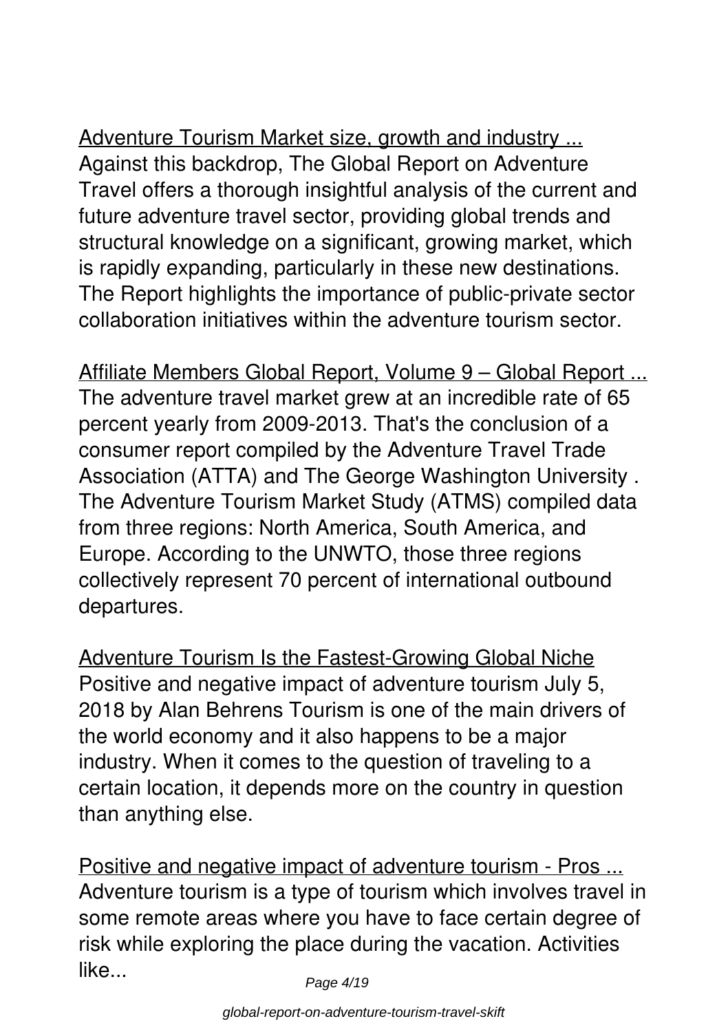Adventure Tourism Market size, growth and industry ...
Against this backdrop, The Global Report on Adventure Travel offers a thorough insightful analysis of the current and future adventure travel sector, providing global trends and structural knowledge on a significant, growing market, which is rapidly expanding, particularly in these new destinations. The Report highlights the importance of public-private sector collaboration initiatives within the adventure tourism sector.

Affiliate Members Global Report, Volume 9 – Global Report ...
The adventure travel market grew at an incredible rate of 65 percent yearly from 2009-2013. That's the conclusion of a consumer report compiled by the Adventure Travel Trade Association (ATTA) and The George Washington University . The Adventure Tourism Market Study (ATMS) compiled data from three regions: North America, South America, and Europe. According to the UNWTO, those three regions collectively represent 70 percent of international outbound departures.

Adventure Tourism Is the Fastest-Growing Global Niche
Positive and negative impact of adventure tourism July 5, 2018 by Alan Behrens Tourism is one of the main drivers of the world economy and it also happens to be a major industry. When it comes to the question of traveling to a certain location, it depends more on the country in question than anything else.

Positive and negative impact of adventure tourism - Pros ...
Adventure tourism is a type of tourism which involves travel in some remote areas where you have to face certain degree of risk while exploring the place during the vacation. Activities like...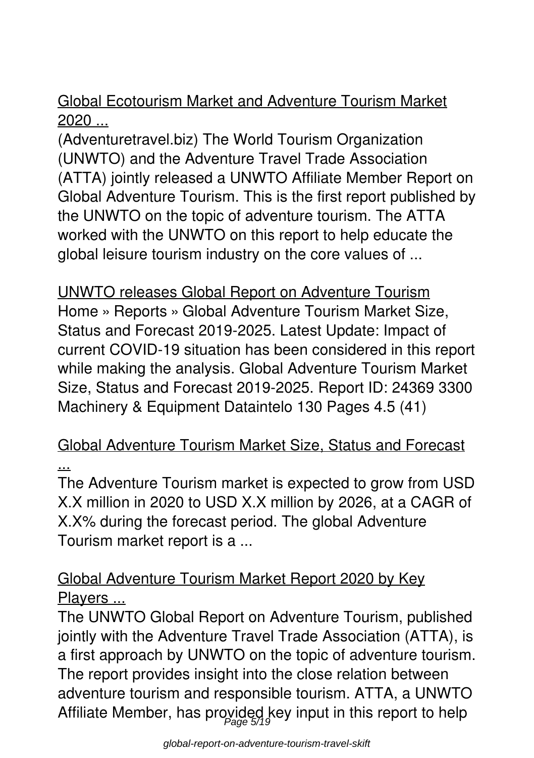Global Ecotourism Market and Adventure Tourism Market 2020 ...

(Adventuretravel.biz) The World Tourism Organization (UNWTO) and the Adventure Travel Trade Association (ATTA) jointly released a UNWTO Affiliate Member Report on Global Adventure Tourism. This is the first report published by the UNWTO on the topic of adventure tourism. The ATTA worked with the UNWTO on this report to help educate the global leisure tourism industry on the core values of ...

UNWTO releases Global Report on Adventure Tourism

Home » Reports » Global Adventure Tourism Market Size, Status and Forecast 2019-2025. Latest Update: Impact of current COVID-19 situation has been considered in this report while making the analysis. Global Adventure Tourism Market Size, Status and Forecast 2019-2025. Report ID: 24369 3300 Machinery & Equipment Dataintelo 130 Pages 4.5 (41)

Global Adventure Tourism Market Size, Status and Forecast ...

The Adventure Tourism market is expected to grow from USD X.X million in 2020 to USD X.X million by 2026, at a CAGR of X.X% during the forecast period. The global Adventure Tourism market report is a ...

Global Adventure Tourism Market Report 2020 by Key Players ...

The UNWTO Global Report on Adventure Tourism, published jointly with the Adventure Travel Trade Association (ATTA), is a first approach by UNWTO on the topic of adventure tourism. The report provides insight into the close relation between adventure tourism and responsible tourism. ATTA, a UNWTO Affiliate Member, has provided key input in this report to help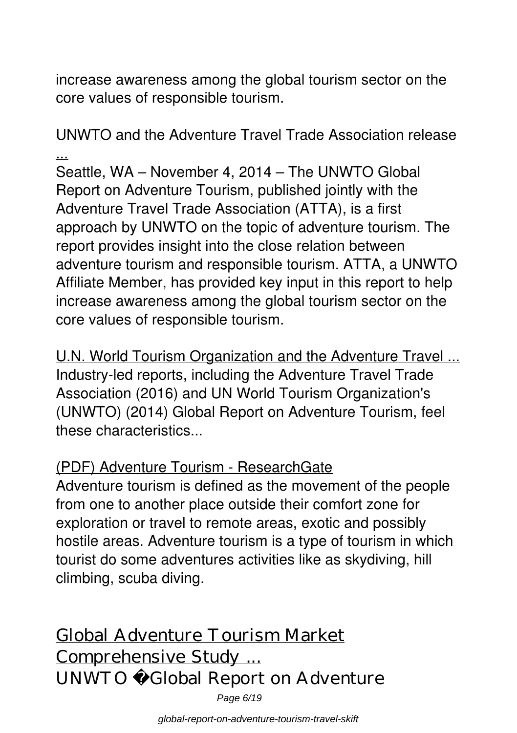increase awareness among the global tourism sector on the core values of responsible tourism.

UNWTO and the Adventure Travel Trade Association release ...

Seattle, WA – November 4, 2014 – The UNWTO Global Report on Adventure Tourism, published jointly with the Adventure Travel Trade Association (ATTA), is a first approach by UNWTO on the topic of adventure tourism. The report provides insight into the close relation between adventure tourism and responsible tourism. ATTA, a UNWTO Affiliate Member, has provided key input in this report to help increase awareness among the global tourism sector on the core values of responsible tourism.

U.N. World Tourism Organization and the Adventure Travel ...

Industry-led reports, including the Adventure Travel Trade Association (2016) and UN World Tourism Organization's (UNWTO) (2014) Global Report on Adventure Tourism, feel these characteristics...

(PDF) Adventure Tourism - ResearchGate

Adventure tourism is defined as the movement of the people from one to another place outside their comfort zone for exploration or travel to remote areas, exotic and possibly hostile areas. Adventure tourism is a type of tourism in which tourist do some adventures activities like as skydiving, hill climbing, scuba diving.

## Global Adventure Tourism Market Comprehensive Study ...

UNWTO �Global Report on Adventure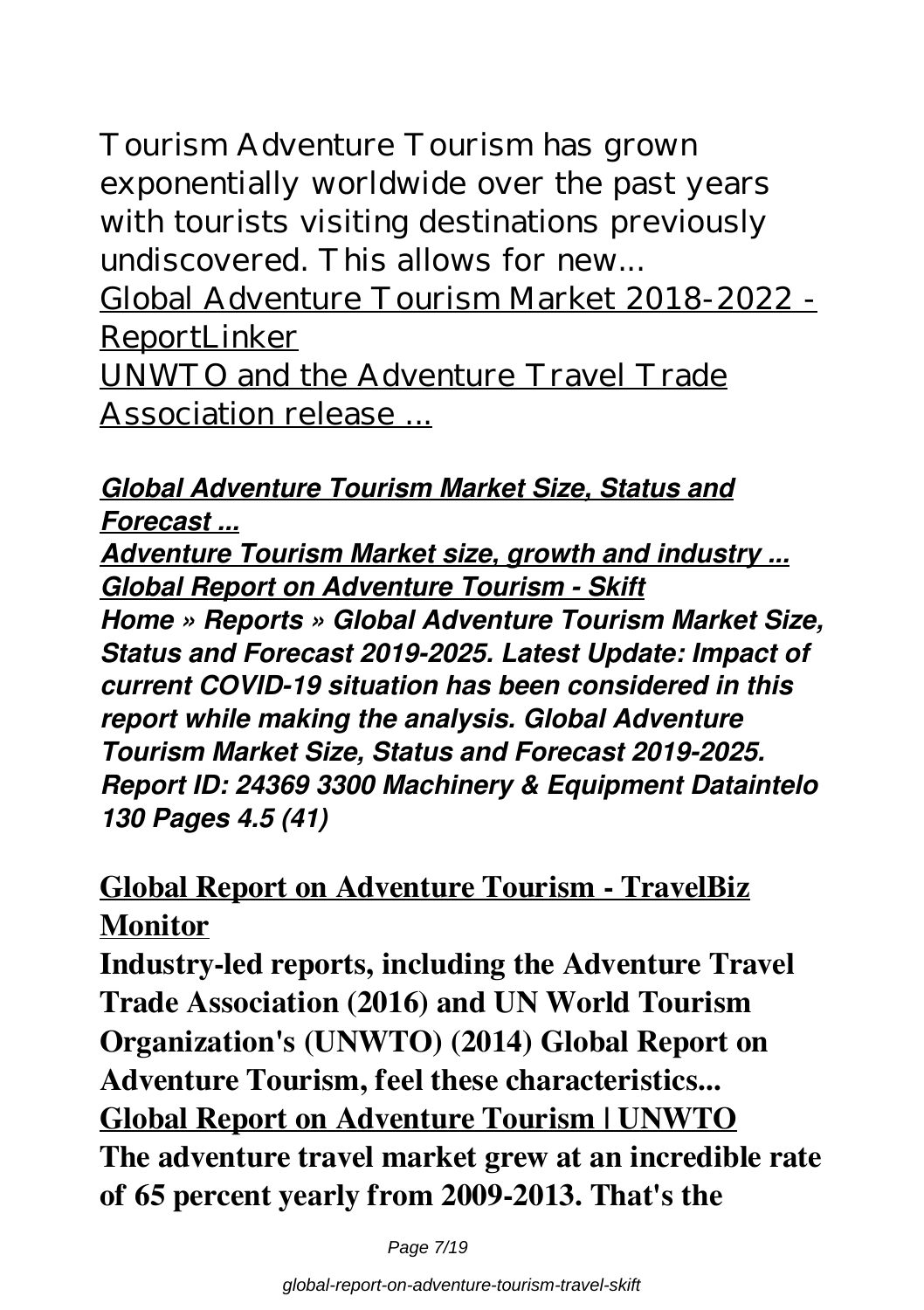Tourism Adventure Tourism has grown exponentially worldwide over the past years with tourists visiting destinations previously undiscovered. This allows for new...

Global Adventure Tourism Market 2018-2022 - ReportLinker

UNWTO and the Adventure Travel Trade Association release ...

***Global Adventure Tourism Market Size, Status and Forecast ...***

***Adventure Tourism Market size, growth and industry ...***

***Global Report on Adventure Tourism - Skift***

***Home » Reports » Global Adventure Tourism Market Size, Status and Forecast 2019-2025. Latest Update: Impact of current COVID-19 situation has been considered in this report while making the analysis. Global Adventure Tourism Market Size, Status and Forecast 2019-2025. Report ID: 24369 3300 Machinery & Equipment Dataintelo 130 Pages 4.5 (41)***

**Global Report on Adventure Tourism - TravelBiz Monitor**

**Industry-led reports, including the Adventure Travel Trade Association (2016) and UN World Tourism Organization's (UNWTO) (2014) Global Report on Adventure Tourism, feel these characteristics...**

**Global Report on Adventure Tourism | UNWTO**

**The adventure travel market grew at an incredible rate of 65 percent yearly from 2009-2013. That's the**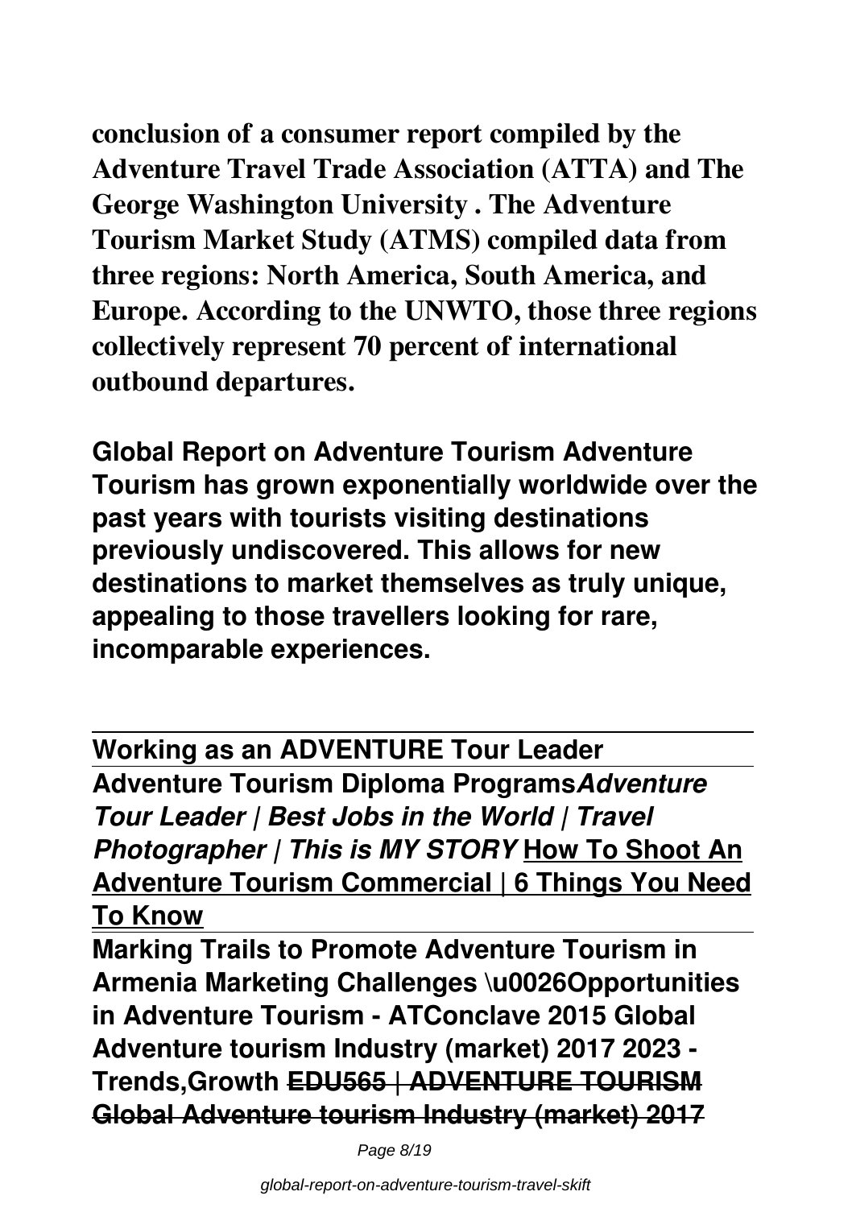**conclusion of a consumer report compiled by the Adventure Travel Trade Association (ATTA) and The George Washington University . The Adventure Tourism Market Study (ATMS) compiled data from three regions: North America, South America, and Europe. According to the UNWTO, those three regions collectively represent 70 percent of international outbound departures.**

**Global Report on Adventure Tourism Adventure Tourism has grown exponentially worldwide over the past years with tourists visiting destinations previously undiscovered. This allows for new destinations to market themselves as truly unique, appealing to those travellers looking for rare, incomparable experiences.**

---

**Working as an ADVENTURE Tour Leader**

---

**Adventure Tourism Diploma Programs*****Adventure Tour Leader | Best Jobs in the World | Travel Photographer | This is MY STORY*** **How To Shoot An Adventure Tourism Commercial | 6 Things You Need To Know**

---

**Marking Trails to Promote Adventure Tourism in Armenia Marketing Challenges \u0026Opportunities in Adventure Tourism - ATConclave 2015 Global Adventure tourism Industry (market) 2017 2023 - Trends,Growth** ~~**EDU565 | ADVENTURE TOURISM**~~ ~~**Global Adventure tourism Industry (market) 2017**~~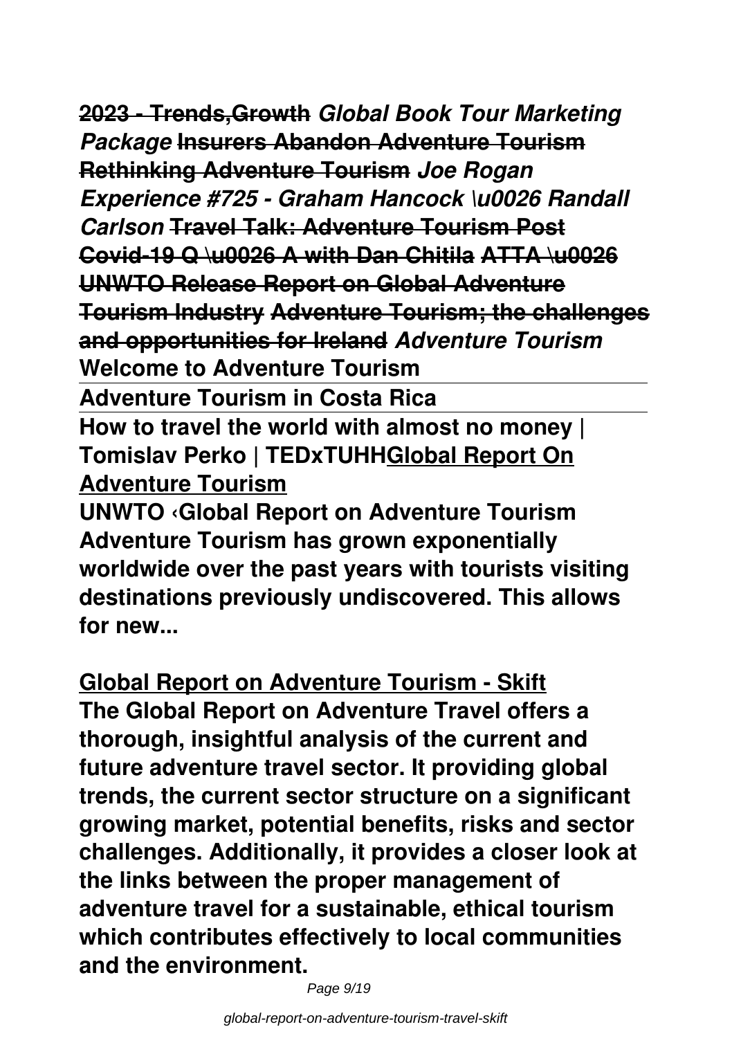**2023 - Trends,Growth** ***Global Book Tour Marketing Package*** **Insurers Abandon Adventure Tourism Rethinking Adventure Tourism** ***Joe Rogan Experience #725 - Graham Hancock \u0026 Randall Carlson*** **Travel Talk: Adventure Tourism Post Covid-19 Q \u0026 A with Dan Chitila ATTA \u0026 UNWTO Release Report on Global Adventure Tourism Industry Adventure Tourism; the challenges and opportunities for Ireland** ***Adventure Tourism*** **Welcome to Adventure Tourism**

**Adventure Tourism in Costa Rica**

**How to travel the world with almost no money | Tomislav Perko | TEDxTUHHGlobal Report On Adventure Tourism**

**UNWTO ‹Global Report on Adventure Tourism Adventure Tourism has grown exponentially worldwide over the past years with tourists visiting destinations previously undiscovered. This allows for new...**

**Global Report on Adventure Tourism - Skift**

**The Global Report on Adventure Travel offers a thorough, insightful analysis of the current and future adventure travel sector. It providing global trends, the current sector structure on a significant growing market, potential benefits, risks and sector challenges. Additionally, it provides a closer look at the links between the proper management of adventure travel for a sustainable, ethical tourism which contributes effectively to local communities and the environment.**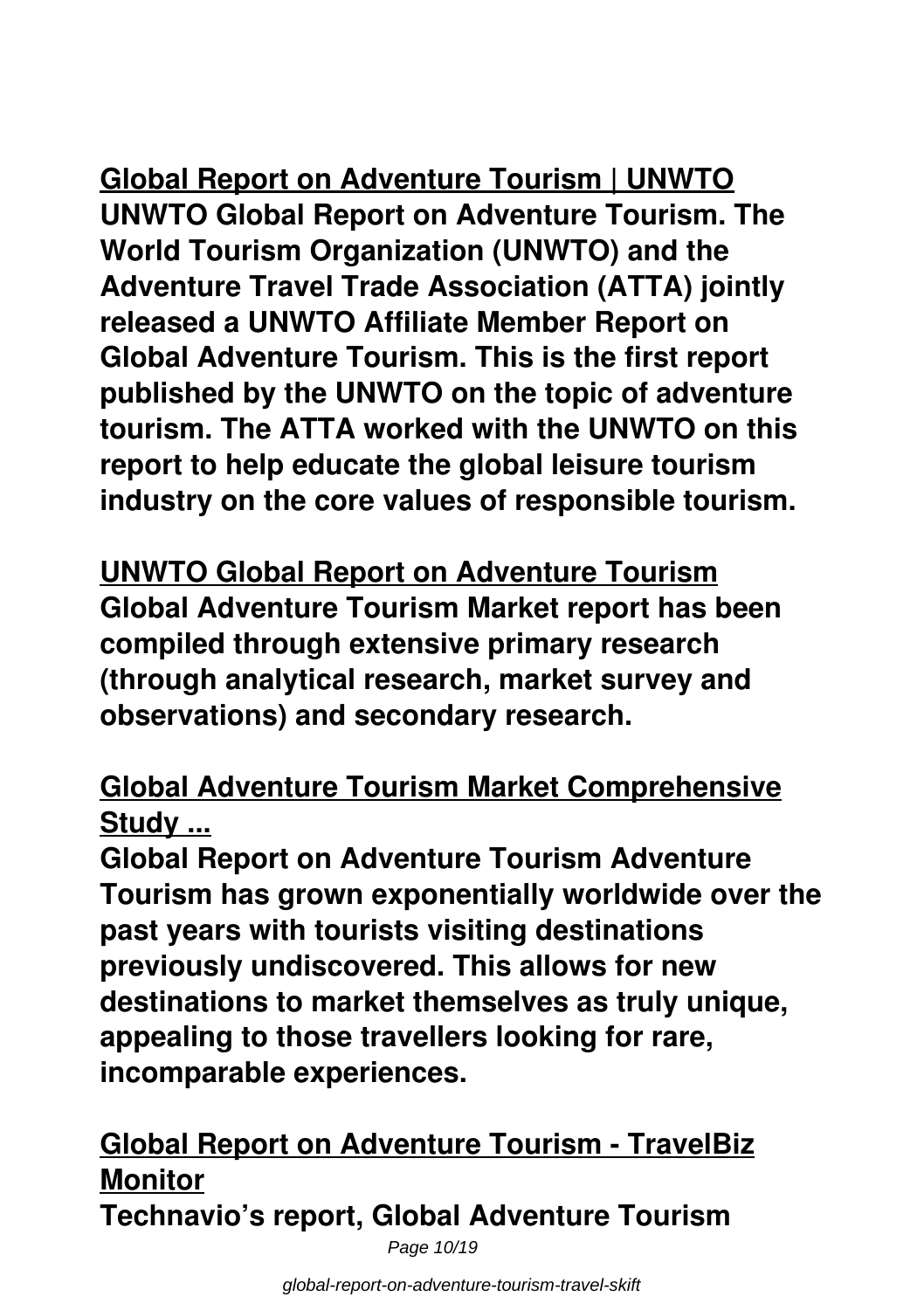**Global Report on Adventure Tourism | UNWTO**

**UNWTO Global Report on Adventure Tourism. The World Tourism Organization (UNWTO) and the Adventure Travel Trade Association (ATTA) jointly released a UNWTO Affiliate Member Report on Global Adventure Tourism. This is the first report published by the UNWTO on the topic of adventure tourism. The ATTA worked with the UNWTO on this report to help educate the global leisure tourism industry on the core values of responsible tourism.**

**UNWTO Global Report on Adventure Tourism**

**Global Adventure Tourism Market report has been compiled through extensive primary research (through analytical research, market survey and observations) and secondary research.**

**Global Adventure Tourism Market Comprehensive Study ...**

**Global Report on Adventure Tourism Adventure Tourism has grown exponentially worldwide over the past years with tourists visiting destinations previously undiscovered. This allows for new destinations to market themselves as truly unique, appealing to those travellers looking for rare, incomparable experiences.**

**Global Report on Adventure Tourism - TravelBiz Monitor**

**Technavio's report, Global Adventure Tourism**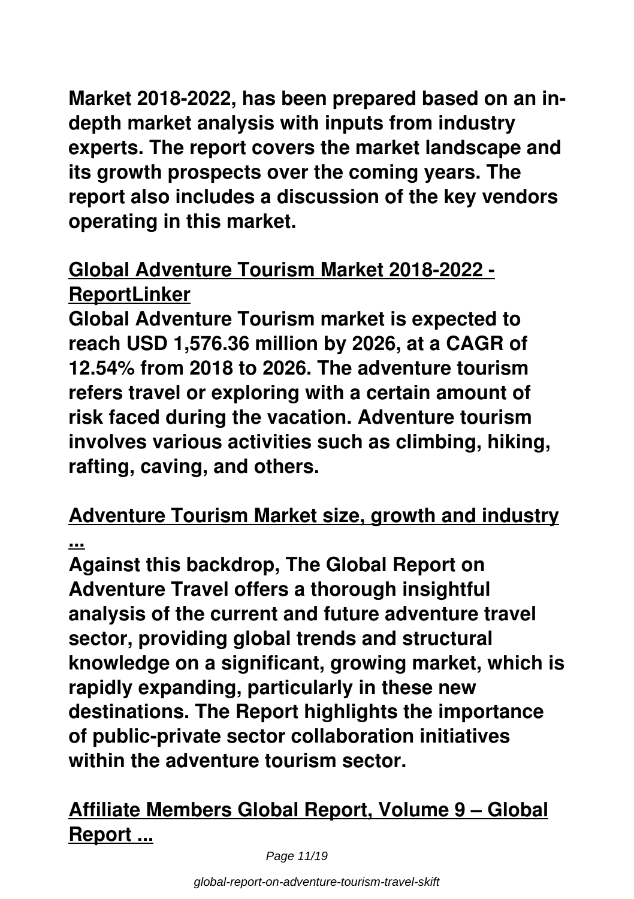**Market 2018-2022, has been prepared based on an in-depth market analysis with inputs from industry experts. The report covers the market landscape and its growth prospects over the coming years. The report also includes a discussion of the key vendors operating in this market.**

## Global Adventure Tourism Market 2018-2022 - ReportLinker

**Global Adventure Tourism market is expected to reach USD 1,576.36 million by 2026, at a CAGR of 12.54% from 2018 to 2026. The adventure tourism refers travel or exploring with a certain amount of risk faced during the vacation. Adventure tourism involves various activities such as climbing, hiking, rafting, caving, and others.**

## Adventure Tourism Market size, growth and industry ...

**Against this backdrop, The Global Report on Adventure Travel offers a thorough insightful analysis of the current and future adventure travel sector, providing global trends and structural knowledge on a significant, growing market, which is rapidly expanding, particularly in these new destinations. The Report highlights the importance of public-private sector collaboration initiatives within the adventure tourism sector.**

## Affiliate Members Global Report, Volume 9 – Global Report ...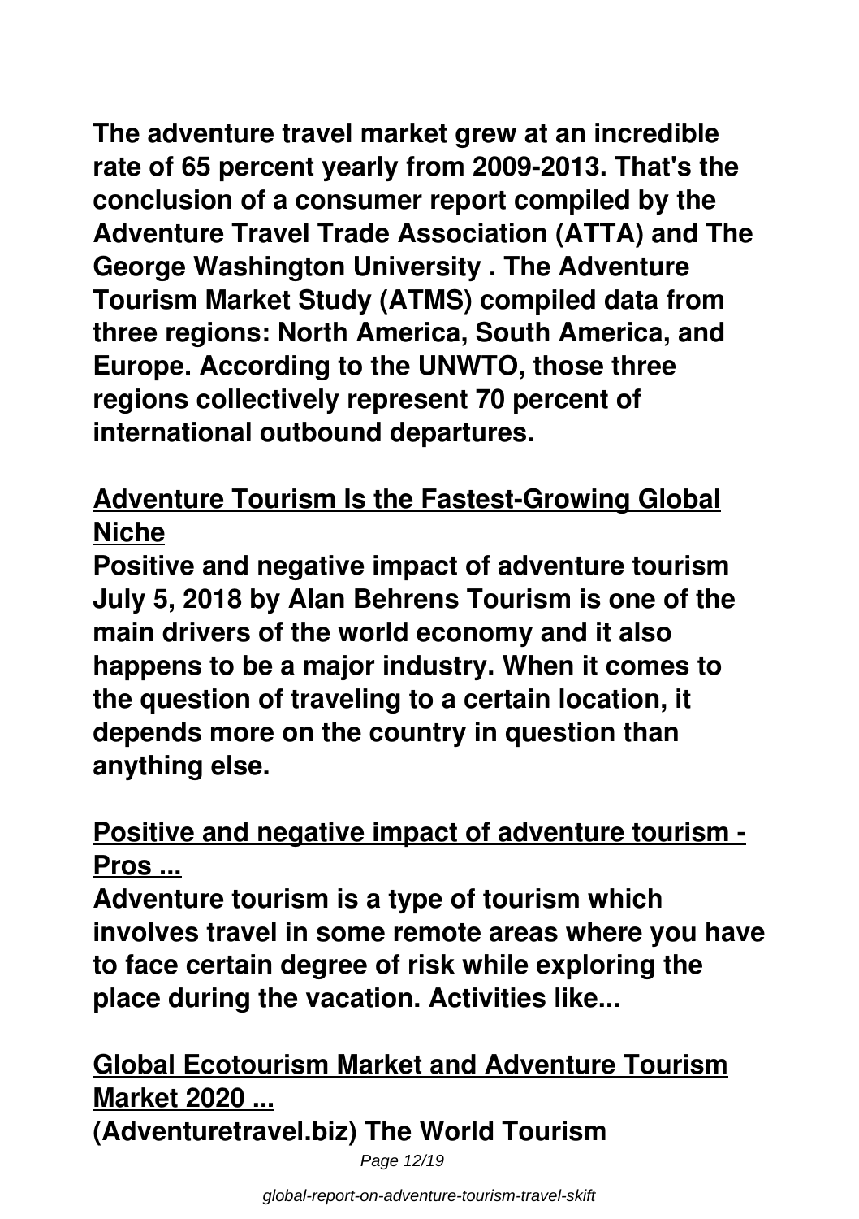**The adventure travel market grew at an incredible rate of 65 percent yearly from 2009-2013. That's the conclusion of a consumer report compiled by the Adventure Travel Trade Association (ATTA) and The George Washington University . The Adventure Tourism Market Study (ATMS) compiled data from three regions: North America, South America, and Europe. According to the UNWTO, those three regions collectively represent 70 percent of international outbound departures.**

## Adventure Tourism Is the Fastest-Growing Global Niche

**Positive and negative impact of adventure tourism July 5, 2018 by Alan Behrens Tourism is one of the main drivers of the world economy and it also happens to be a major industry. When it comes to the question of traveling to a certain location, it depends more on the country in question than anything else.**

## Positive and negative impact of adventure tourism - Pros ...

**Adventure tourism is a type of tourism which involves travel in some remote areas where you have to face certain degree of risk while exploring the place during the vacation. Activities like...**

## Global Ecotourism Market and Adventure Tourism Market 2020 ...

**(Adventuretravel.biz) The World Tourism**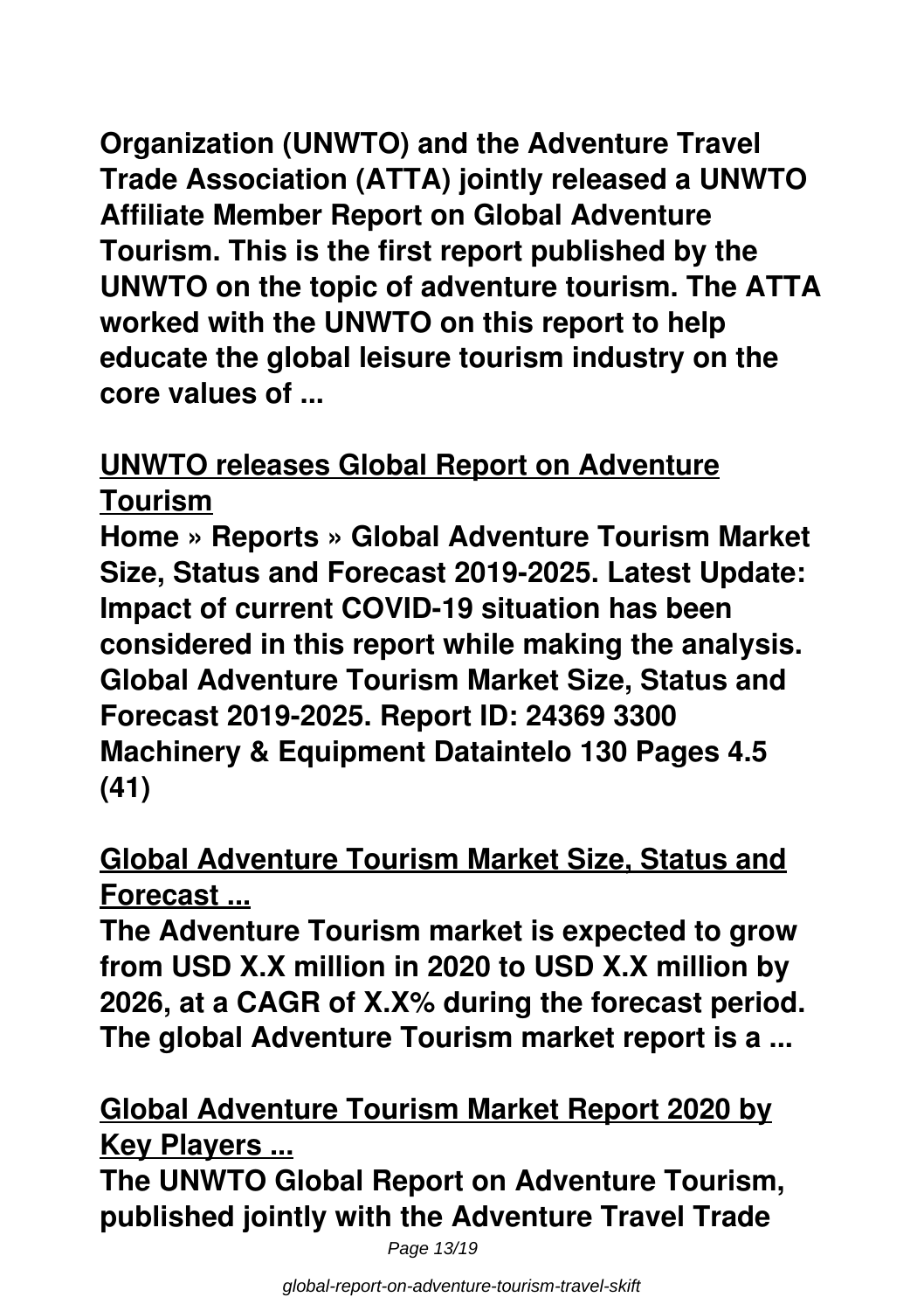**Organization (UNWTO) and the Adventure Travel Trade Association (ATTA) jointly released a UNWTO Affiliate Member Report on Global Adventure Tourism. This is the first report published by the UNWTO on the topic of adventure tourism. The ATTA worked with the UNWTO on this report to help educate the global leisure tourism industry on the core values of ...**

## UNWTO releases Global Report on Adventure Tourism

**Home » Reports » Global Adventure Tourism Market Size, Status and Forecast 2019-2025. Latest Update: Impact of current COVID-19 situation has been considered in this report while making the analysis. Global Adventure Tourism Market Size, Status and Forecast 2019-2025. Report ID: 24369 3300 Machinery & Equipment Dataintelo 130 Pages 4.5 (41)**

## Global Adventure Tourism Market Size, Status and Forecast ...

**The Adventure Tourism market is expected to grow from USD X.X million in 2020 to USD X.X million by 2026, at a CAGR of X.X% during the forecast period. The global Adventure Tourism market report is a ...**

## Global Adventure Tourism Market Report 2020 by Key Players ...

**The UNWTO Global Report on Adventure Tourism, published jointly with the Adventure Travel Trade**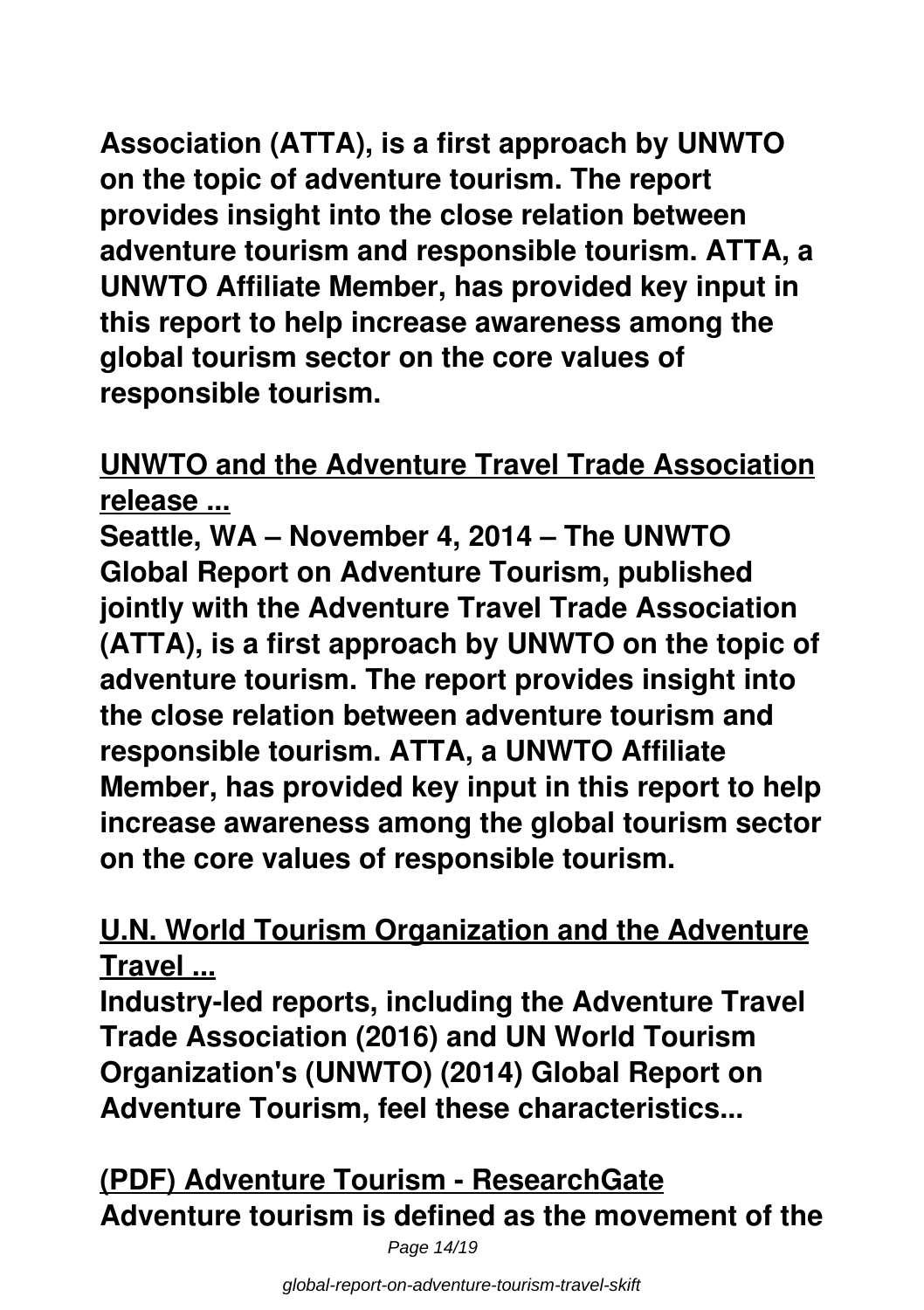**Association (ATTA), is a first approach by UNWTO on the topic of adventure tourism. The report provides insight into the close relation between adventure tourism and responsible tourism. ATTA, a UNWTO Affiliate Member, has provided key input in this report to help increase awareness among the global tourism sector on the core values of responsible tourism.**

## UNWTO and the Adventure Travel Trade Association release ...

**Seattle, WA – November 4, 2014 – The UNWTO Global Report on Adventure Tourism, published jointly with the Adventure Travel Trade Association (ATTA), is a first approach by UNWTO on the topic of adventure tourism. The report provides insight into the close relation between adventure tourism and responsible tourism. ATTA, a UNWTO Affiliate Member, has provided key input in this report to help increase awareness among the global tourism sector on the core values of responsible tourism.**

## U.N. World Tourism Organization and the Adventure Travel ...

**Industry-led reports, including the Adventure Travel Trade Association (2016) and UN World Tourism Organization's (UNWTO) (2014) Global Report on Adventure Tourism, feel these characteristics...**

## (PDF) Adventure Tourism - ResearchGate

**Adventure tourism is defined as the movement of the**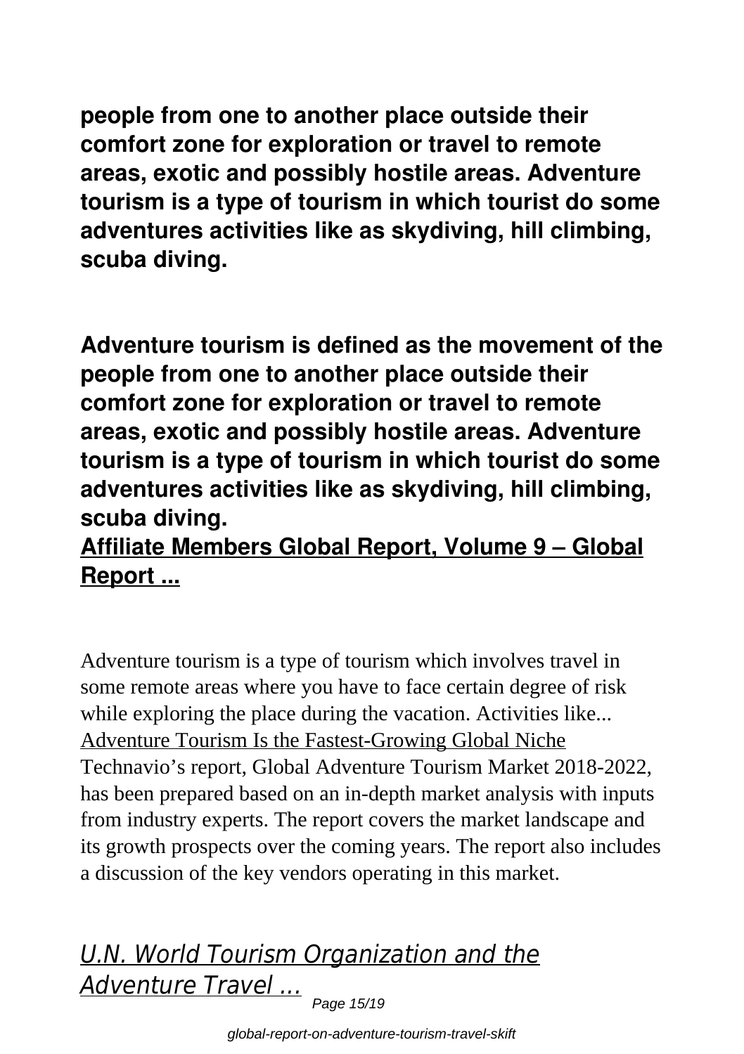**people from one to another place outside their comfort zone for exploration or travel to remote areas, exotic and possibly hostile areas. Adventure tourism is a type of tourism in which tourist do some adventures activities like as skydiving, hill climbing, scuba diving.**

**Adventure tourism is defined as the movement of the people from one to another place outside their comfort zone for exploration or travel to remote areas, exotic and possibly hostile areas. Adventure tourism is a type of tourism in which tourist do some adventures activities like as skydiving, hill climbing, scuba diving.**

**Affiliate Members Global Report, Volume 9 – Global Report ...**

Adventure tourism is a type of tourism which involves travel in some remote areas where you have to face certain degree of risk while exploring the place during the vacation. Activities like...
Adventure Tourism Is the Fastest-Growing Global Niche
Technavio's report, Global Adventure Tourism Market 2018-2022, has been prepared based on an in-depth market analysis with inputs from industry experts. The report covers the market landscape and its growth prospects over the coming years. The report also includes a discussion of the key vendors operating in this market.

## *U.N. World Tourism Organization and the Adventure Travel ...*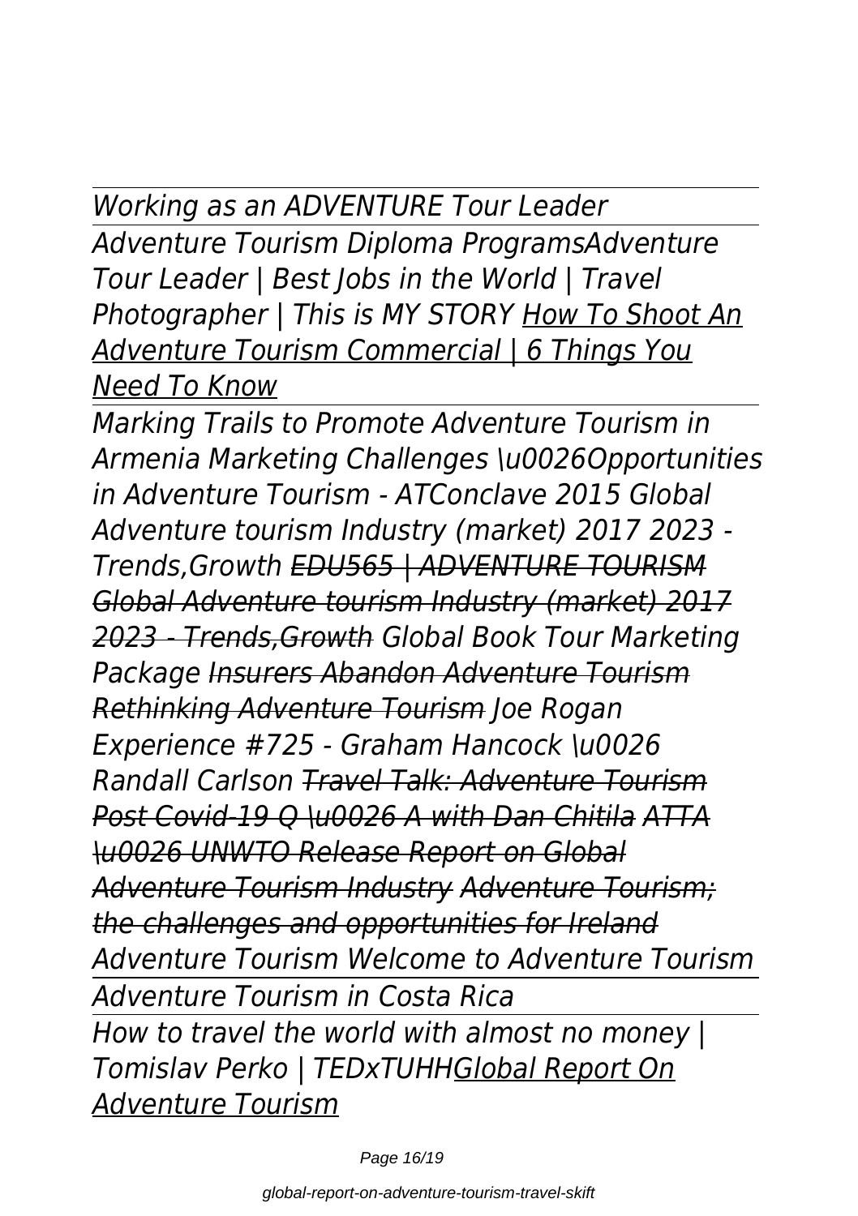*Working as an ADVENTURE Tour Leader*

*Adventure Tourism Diploma ProgramsAdventure Tour Leader | Best Jobs in the World | Travel Photographer | This is MY STORY* *How To Shoot An Adventure Tourism Commercial | 6 Things You Need To Know*

*Marking Trails to Promote Adventure Tourism in Armenia Marketing Challenges \u0026Opportunities in Adventure Tourism - ATConclave 2015 Global Adventure tourism Industry (market) 2017 2023 - Trends,Growth* ~~*EDU565 | ADVENTURE TOURISM*~~ ~~*Global Adventure tourism Industry (market) 2017 2023 - Trends,Growth*~~ *Global Book Tour Marketing Package* ~~*Insurers Abandon Adventure Tourism*~~ ~~*Rethinking Adventure Tourism*~~ *Joe Rogan Experience #725 - Graham Hancock \u0026 Randall Carlson* ~~*Travel Talk: Adventure Tourism Post Covid-19 Q \u0026 A with Dan Chitila*~~ ~~*ATTA \u0026 UNWTO Release Report on Global Adventure Tourism Industry*~~ ~~*Adventure Tourism; the challenges and opportunities for Ireland*~~ *Adventure Tourism Welcome to Adventure Tourism*

*Adventure Tourism in Costa Rica*

*How to travel the world with almost no money | Tomislav Perko | TEDxTUHH*<u>*Global Report On Adventure Tourism*</u>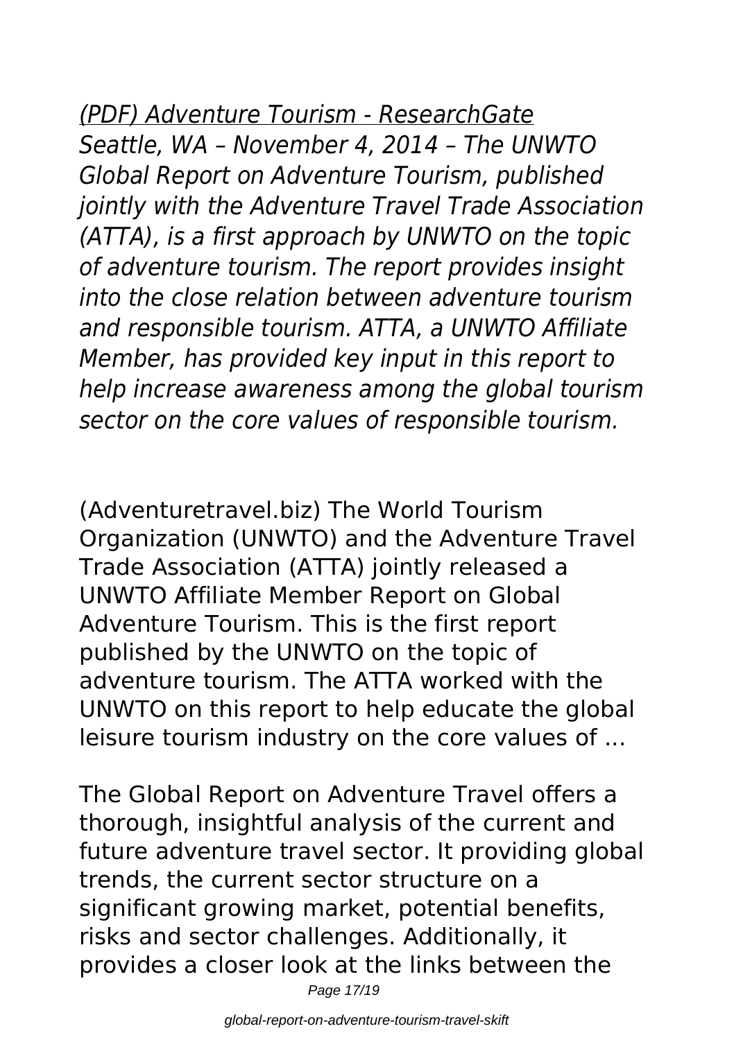*(PDF) Adventure Tourism - ResearchGate*

*Seattle, WA – November 4, 2014 – The UNWTO Global Report on Adventure Tourism, published jointly with the Adventure Travel Trade Association (ATTA), is a first approach by UNWTO on the topic of adventure tourism. The report provides insight into the close relation between adventure tourism and responsible tourism. ATTA, a UNWTO Affiliate Member, has provided key input in this report to help increase awareness among the global tourism sector on the core values of responsible tourism.*

(Adventuretravel.biz) The World Tourism Organization (UNWTO) and the Adventure Travel Trade Association (ATTA) jointly released a UNWTO Affiliate Member Report on Global Adventure Tourism. This is the first report published by the UNWTO on the topic of adventure tourism. The ATTA worked with the UNWTO on this report to help educate the global leisure tourism industry on the core values of ...

The Global Report on Adventure Travel offers a thorough, insightful analysis of the current and future adventure travel sector. It providing global trends, the current sector structure on a significant growing market, potential benefits, risks and sector challenges. Additionally, it provides a closer look at the links between the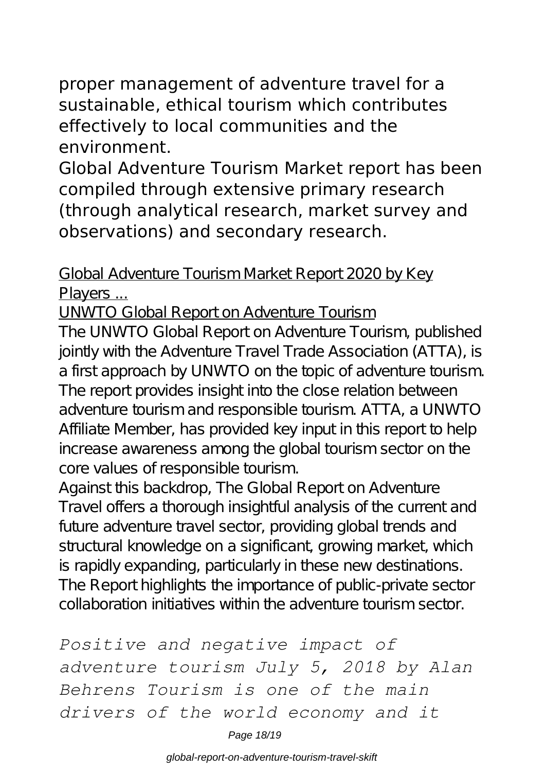proper management of adventure travel for a sustainable, ethical tourism which contributes effectively to local communities and the environment.

Global Adventure Tourism Market report has been compiled through extensive primary research (through analytical research, market survey and observations) and secondary research.

Global Adventure Tourism Market Report 2020 by Key Players ...

UNWTO Global Report on Adventure Tourism

The UNWTO Global Report on Adventure Tourism, published jointly with the Adventure Travel Trade Association (ATTA), is a first approach by UNWTO on the topic of adventure tourism. The report provides insight into the close relation between adventure tourism and responsible tourism. ATTA, a UNWTO Affiliate Member, has provided key input in this report to help increase awareness among the global tourism sector on the core values of responsible tourism.

Against this backdrop, The Global Report on Adventure Travel offers a thorough insightful analysis of the current and future adventure travel sector, providing global trends and structural knowledge on a significant, growing market, which is rapidly expanding, particularly in these new destinations. The Report highlights the importance of public-private sector collaboration initiatives within the adventure tourism sector.

*Positive and negative impact of adventure tourism July 5, 2018 by Alan Behrens Tourism is one of the main drivers of the world economy and it*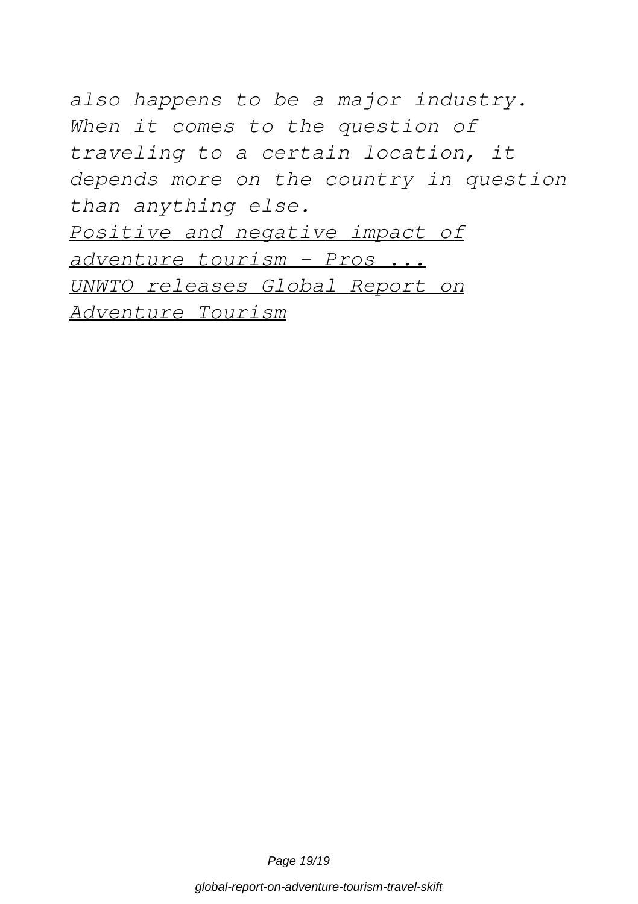*also happens to be a major industry. When it comes to the question of traveling to a certain location, it depends more on the country in question than anything else.*

*Positive and negative impact of adventure tourism - Pros ...*

*UNWTO releases Global Report on Adventure Tourism*